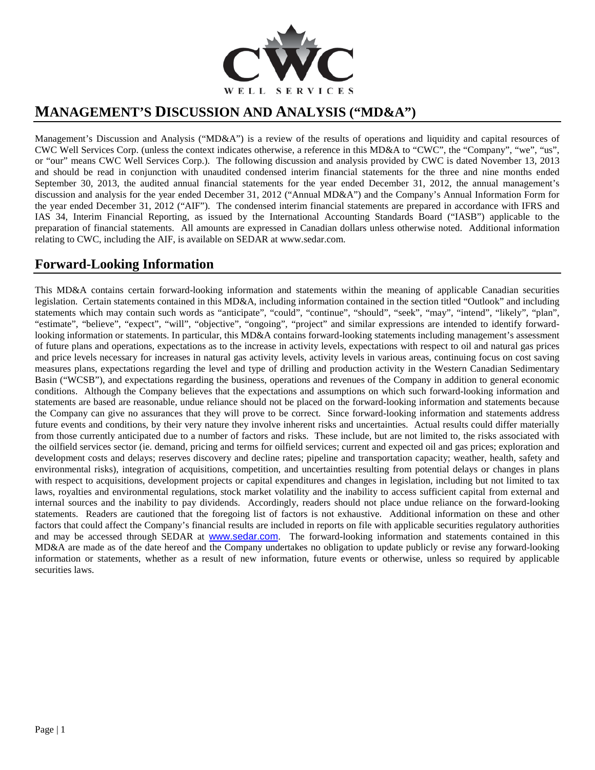# MANAGEMENT'S DISCUSSION AND ANALYSIS ("MD&A")

Management's Discussion and Analysis ("MD&A") is a review of the results of operations and liquidity and capital resources of CWC Well Services Corp. (unless the context indicates otherwise, a reference in this MD&A to "CWC", the "Company", "we", "us", or "our" means CWC Well Services Corp.). The following discussion and analysis provided by CWC is dated November 13, 2013 and should be read in conjunction with unaudited condensed interim financial statements for the three and nine months ended September 30, 2013, the audited annual financial statements for the year ended December 31, 2012, the annual management's discussion and analysis for the year ended December 31, 2012 ("Annual MD&A") and the Company's Annual Information Form for the year ended December 31, 2012 ("AIF"). The condensed interim financial statements are prepared in accordance with IFRS and IAS 34, Interim Financial Reporting, as issued by the International Accounting Standards Board ("IASB") applicable to the preparation of financial statements. All amounts are expressed in Canadian dollars unless otherwise noted. Additional information relating to CWC, including the AIF, is available on SEDAR at www.sedar.com.

## Forward-Looking Information

This MD&A contains certain forward-looking information and statements within the meaning of applicable Canadian securities legislation. Certain statements contained in this MD&A, including information contained in the section titled "Outlook" and including statements which may contain such words as "anticipate", "could", "continue", "should", "seek", "may", "intend", "likely", "plan", "estimate", "believe", "expect", "will", "objective", "ongoing", "project" and similar expressions are intended to identify forward-looking information or statements. In particular, this MD&A contains forward-looking statements including management's assessment of future plans and operations, expectations as to the increase in activity levels, expectations with respect to oil and natural gas prices and price levels necessary for increases in natural gas activity levels, activity levels in various areas, continuing focus on cost saving measures plans, expectations regarding the level and type of drilling and production activity in the Western Canadian Sedimentary Basin ("WCSB"), and expectations regarding the business, operations and revenues of the Company in addition to general economic conditions. Although the Company believes that the expectations and assumptions on which such forward-looking information and statements are based are reasonable, undue reliance should not be placed on the forward-looking information and statements because the Company can give no assurances that they will prove to be correct. Since forward-looking information and statements address future events and conditions, by their very nature they involve inherent risks and uncertainties. Actual results could differ materially from those currently anticipated due to a number of factors and risks. These include, but are not limited to, the risks associated with the oilfield services sector (ie. demand, pricing and terms for oilfield services; current and expected oil and gas prices; exploration and development costs and delays; reserves discovery and decline rates; pipeline and transportation capacity; weather, health, safety and environmental risks), integration of acquisitions, competition, and uncertainties resulting from potential delays or changes in plans with respect to acquisitions, development projects or capital expenditures and changes in legislation, including but not limited to tax laws, royalties and environmental regulations, stock market volatility and the inability to access sufficient capital from external and internal sources and the inability to pay dividends. Accordingly, readers should not place undue reliance on the forward-looking statements. Readers are cautioned that the foregoing list of factors is not exhaustive. Additional information on these and other factors that could affect the Company's financial results are included in reports on file with applicable securities regulatory authorities and may be accessed through SEDAR at www.sedar.com. The forward-looking information and statements contained in this MD&A are made as of the date hereof and the Company undertakes no obligation to update publicly or revise any forward-looking information or statements, whether as a result of new information, future events or otherwise, unless so required by applicable securities laws.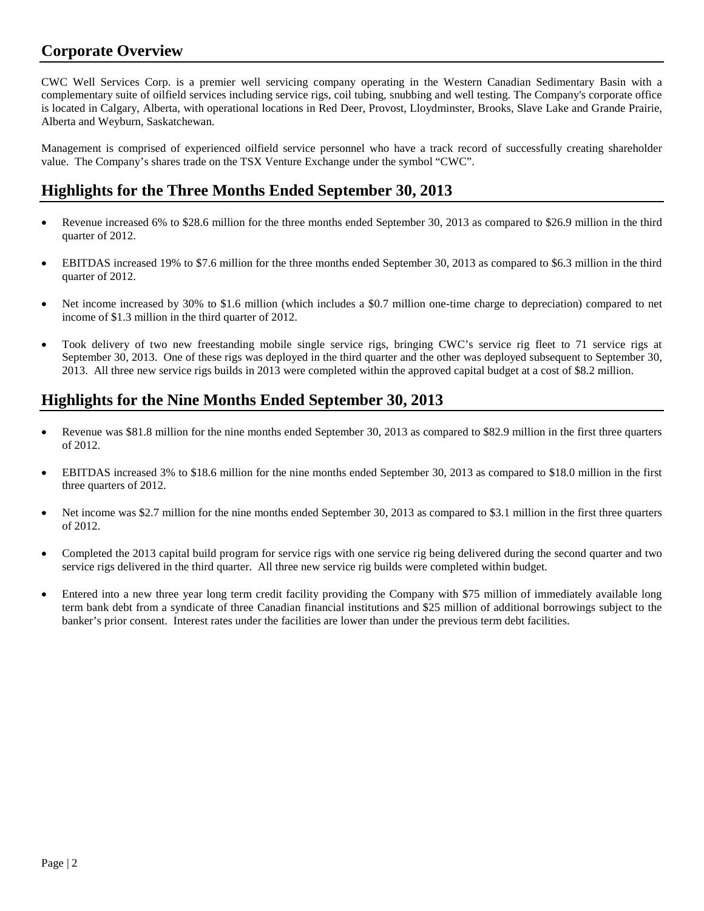## Corporate Overview

CWC Well Services Corp. is a premier well servicing company operating in the Western Canadian Sedimentary Basin with a complementary suite of oilfield services including service rigs, coil tubing, snubbing and well testing. The Company's corporate office is located in Calgary, Alberta, with operational locations in Red Deer, Provost, Lloydminster, Brooks, Slave Lake and Grande Prairie, Alberta and Weyburn, Saskatchewan.

Management is comprised of experienced oilfield service personnel who have a track record of successfully creating shareholder value. The Company's shares trade on the TSX Venture Exchange under the symbol "CWC".

## Highlights for the Three Months Ended September 30, 2013

- Revenue increased 6% to $28.6 million for the three months ended September 30, 2013 as compared to $26.9 million in the third quarter of 2012.
- EBITDAS increased 19% to $7.6 million for the three months ended September 30, 2013 as compared to $6.3 million in the third quarter of 2012.
- Net income increased by 30% to $1.6 million (which includes a $0.7 million one-time charge to depreciation) compared to net income of $1.3 million in the third quarter of 2012.
- Took delivery of two new freestanding mobile single service rigs, bringing CWC's service rig fleet to 71 service rigs at September 30, 2013. One of these rigs was deployed in the third quarter and the other was deployed subsequent to September 30, 2013. All three new service rigs builds in 2013 were completed within the approved capital budget at a cost of $8.2 million.

## Highlights for the Nine Months Ended September 30, 2013

- Revenue was $81.8 million for the nine months ended September 30, 2013 as compared to $82.9 million in the first three quarters of 2012.
- EBITDAS increased 3% to $18.6 million for the nine months ended September 30, 2013 as compared to $18.0 million in the first three quarters of 2012.
- Net income was $2.7 million for the nine months ended September 30, 2013 as compared to $3.1 million in the first three quarters of 2012.
- Completed the 2013 capital build program for service rigs with one service rig being delivered during the second quarter and two service rigs delivered in the third quarter. All three new service rig builds were completed within budget.
- Entered into a new three year long term credit facility providing the Company with $75 million of immediately available long term bank debt from a syndicate of three Canadian financial institutions and $25 million of additional borrowings subject to the banker's prior consent. Interest rates under the facilities are lower than under the previous term debt facilities.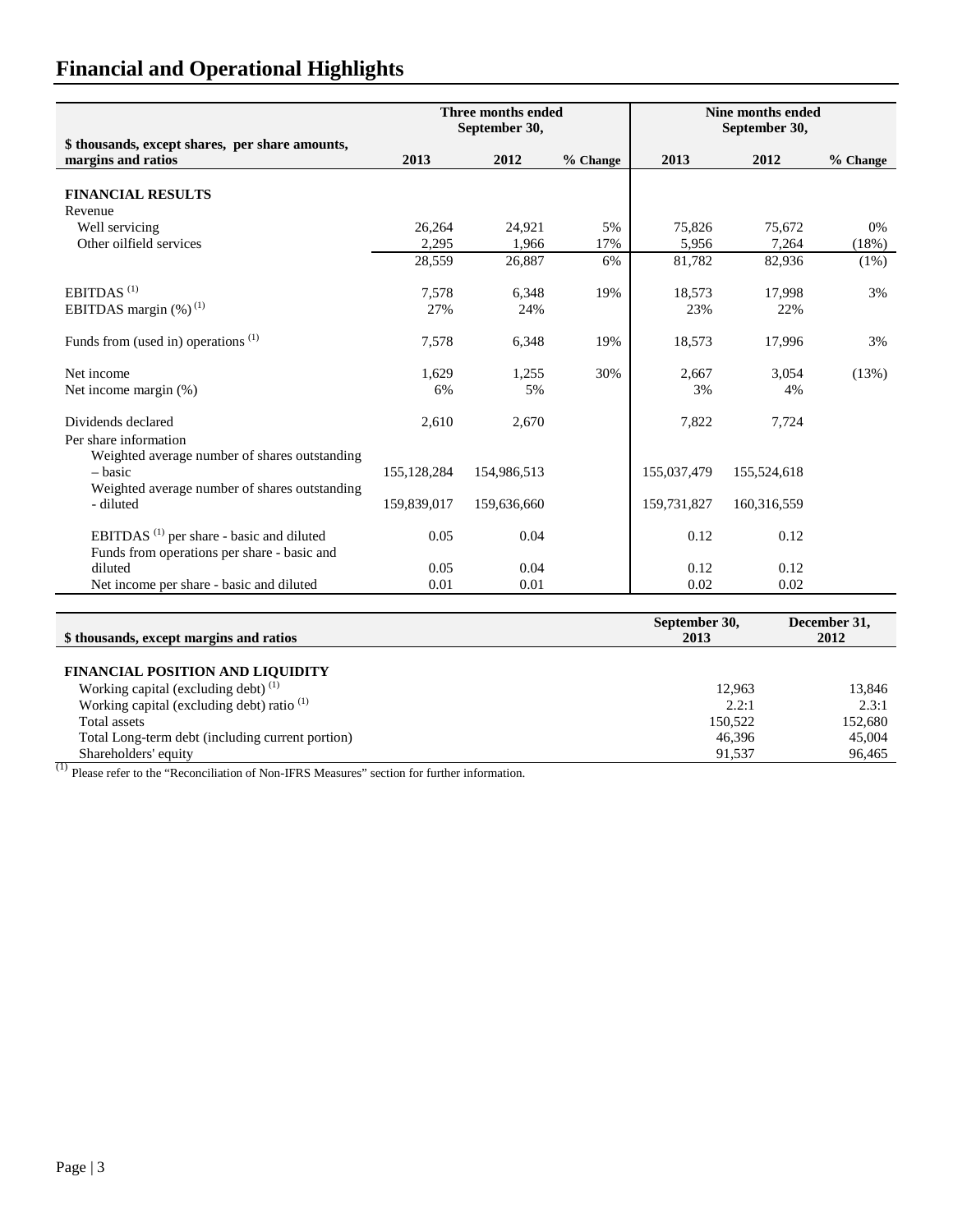# Financial and Operational Highlights

| $ thousands, except shares, per share amounts, margins and ratios | Three months ended September 30, | | | Nine months ended September 30, | | |
|---|---|---|---|---|---|---|
| | 2013 | 2012 | % Change | 2013 | 2012 | % Change |
| **FINANCIAL RESULTS** | | | | | | |
| Revenue | | | | | | |
| Well servicing | 26,264 | 24,921 | 5% | 75,826 | 75,672 | 0% |
| Other oilfield services | 2,295 | 1,966 | 17% | 5,956 | 7,264 | (18%) |
| | 28,559 | 26,887 | 6% | 81,782 | 82,936 | (1%) |
| EBITDAS [1] | 7,578 | 6,348 | 19% | 18,573 | 17,998 | 3% |
| EBITDAS margin (%) [1] | 27% | 24% | | 23% | 22% | |
| Funds from (used in) operations [1] | 7,578 | 6,348 | 19% | 18,573 | 17,996 | 3% |
| Net income | 1,629 | 1,255 | 30% | 2,667 | 3,054 | (13%) |
| Net income margin (%) | 6% | 5% | | 3% | 4% | |
| Dividends declared | 2,610 | 2,670 | | 7,822 | 7,724 | |
| Per share information | | | | | | |
| Weighted average number of shares outstanding – basic | 155,128,284 | 154,986,513 | | 155,037,479 | 155,524,618 | |
| Weighted average number of shares outstanding - diluted | 159,839,017 | 159,636,660 | | 159,731,827 | 160,316,559 | |
| EBITDAS [1] per share - basic and diluted | 0.05 | 0.04 | | 0.12 | 0.12 | |
| Funds from operations per share - basic and diluted | 0.05 | 0.04 | | 0.12 | 0.12 | |
| Net income per share - basic and diluted | 0.01 | 0.01 | | 0.02 | 0.02 | |

| $ thousands, except margins and ratios | September 30, 2013 | December 31, 2012 |
|---|---|---|
| **FINANCIAL POSITION AND LIQUIDITY** | | |
| Working capital (excluding debt) [1] | 12,963 | 13,846 |
| Working capital (excluding debt) ratio [1] | 2.2:1 | 2.3:1 |
| Total assets | 150,522 | 152,680 |
| Total Long-term debt (including current portion) | 46,396 | 45,004 |
| Shareholders' equity | 91,537 | 96,465 |

[1] Please refer to the "Reconciliation of Non-IFRS Measures" section for further information.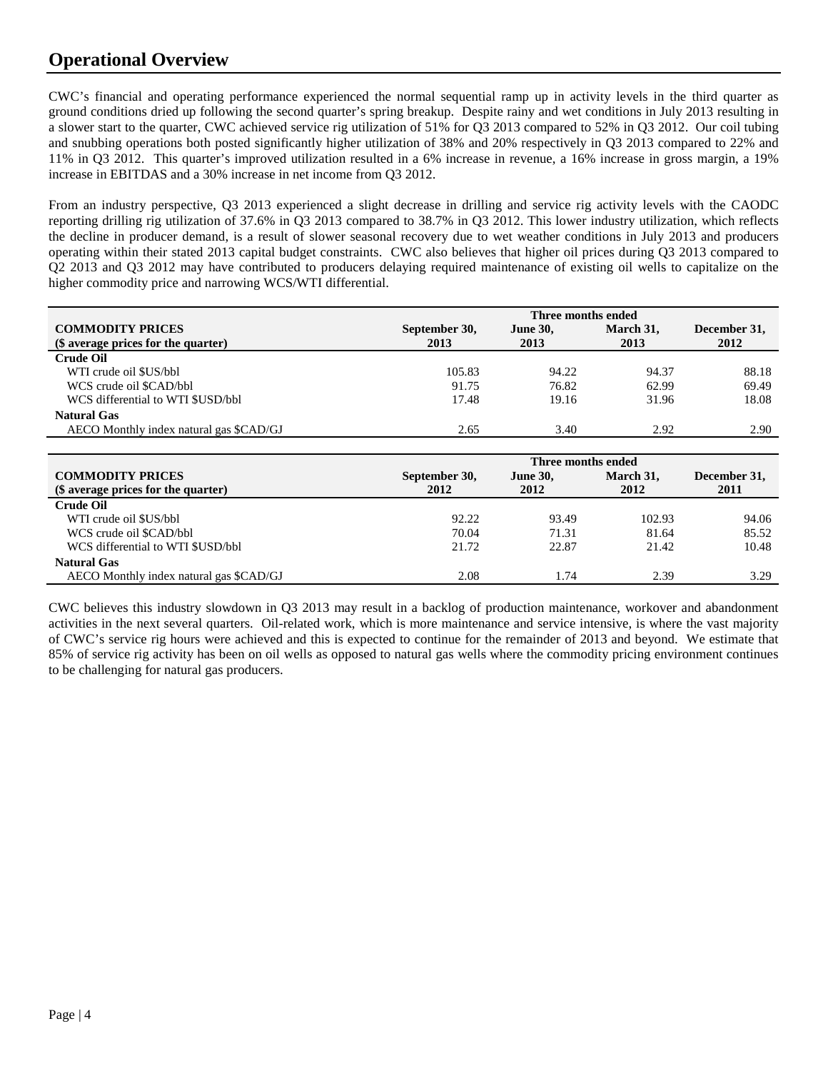## Operational Overview

CWC's financial and operating performance experienced the normal sequential ramp up in activity levels in the third quarter as ground conditions dried up following the second quarter's spring breakup. Despite rainy and wet conditions in July 2013 resulting in a slower start to the quarter, CWC achieved service rig utilization of 51% for Q3 2013 compared to 52% in Q3 2012. Our coil tubing and snubbing operations both posted significantly higher utilization of 38% and 20% respectively in Q3 2013 compared to 22% and 11% in Q3 2012. This quarter's improved utilization resulted in a 6% increase in revenue, a 16% increase in gross margin, a 19% increase in EBITDAS and a 30% increase in net income from Q3 2012.

From an industry perspective, Q3 2013 experienced a slight decrease in drilling and service rig activity levels with the CAODC reporting drilling rig utilization of 37.6% in Q3 2013 compared to 38.7% in Q3 2012. This lower industry utilization, which reflects the decline in producer demand, is a result of slower seasonal recovery due to wet weather conditions in July 2013 and producers operating within their stated 2013 capital budget constraints. CWC also believes that higher oil prices during Q3 2013 compared to Q2 2013 and Q3 2012 may have contributed to producers delaying required maintenance of existing oil wells to capitalize on the higher commodity price and narrowing WCS/WTI differential.

| | Three months ended | | | |
|---|---|---|---|---|
| **COMMODITY PRICES (\$ average prices for the quarter)** | **September 30, 2013** | **June 30, 2013** | **March 31, 2013** | **December 31, 2012** |
| **Crude Oil** | | | | |
| WTI crude oil $US/bbl | 105.83 | 94.22 | 94.37 | 88.18 |
| WCS crude oil $CAD/bbl | 91.75 | 76.82 | 62.99 | 69.49 |
| WCS differential to WTI $USD/bbl | 17.48 | 19.16 | 31.96 | 18.08 |
| **Natural Gas** | | | | |
| AECO Monthly index natural gas $CAD/GJ | 2.65 | 3.40 | 2.92 | 2.90 |

| | Three months ended | | | |
|---|---|---|---|---|
| **COMMODITY PRICES ($ average prices for the quarter)** | **September 30, 2012** | **June 30, 2012** | **March 31, 2012** | **December 31, 2011** |
| **Crude Oil** | | | | |
| WTI crude oil $US/bbl | 92.22 | 93.49 | 102.93 | 94.06 |
| WCS crude oil $CAD/bbl | 70.04 | 71.31 | 81.64 | 85.52 |
| WCS differential to WTI $USD/bbl | 21.72 | 22.87 | 21.42 | 10.48 |
| **Natural Gas** | | | | |
| AECO Monthly index natural gas $CAD/GJ | 2.08 | 1.74 | 2.39 | 3.29 |

CWC believes this industry slowdown in Q3 2013 may result in a backlog of production maintenance, workover and abandonment activities in the next several quarters. Oil-related work, which is more maintenance and service intensive, is where the vast majority of CWC's service rig hours were achieved and this is expected to continue for the remainder of 2013 and beyond. We estimate that 85% of service rig activity has been on oil wells as opposed to natural gas wells where the commodity pricing environment continues to be challenging for natural gas producers.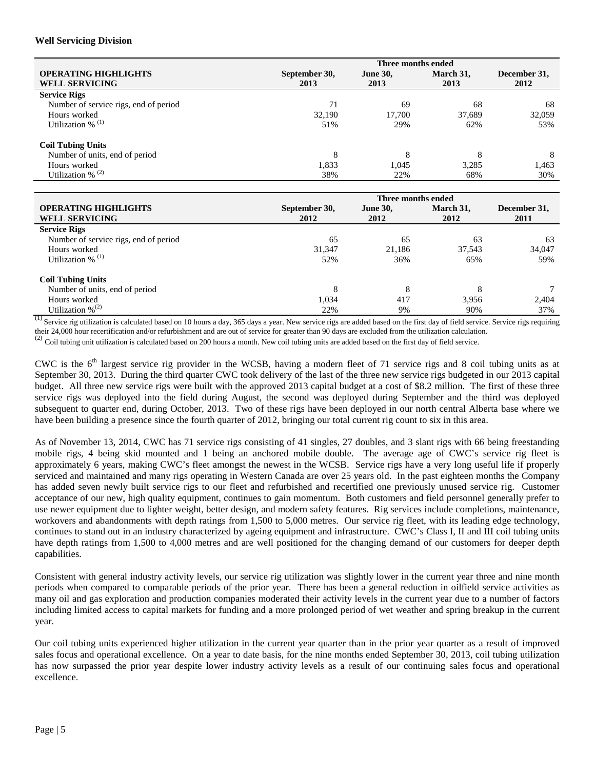**Well Servicing Division**

| OPERATING HIGHLIGHTS WELL SERVICING | Three months ended September 30, 2013 | June 30, 2013 | March 31, 2013 | December 31, 2012 |
|---|---|---|---|---|
| **Service Rigs** | | | | |
| Number of service rigs, end of period | 71 | 69 | 68 | 68 |
| Hours worked | 32,190 | 17,700 | 37,689 | 32,059 |
| Utilization % (1) | 51% | 29% | 62% | 53% |
| **Coil Tubing Units** | | | | |
| Number of units, end of period | 8 | 8 | 8 | 8 |
| Hours worked | 1,833 | 1,045 | 3,285 | 1,463 |
| Utilization % (2) | 38% | 22% | 68% | 30% |

| OPERATING HIGHLIGHTS WELL SERVICING | Three months ended September 30, 2012 | June 30, 2012 | March 31, 2012 | December 31, 2011 |
|---|---|---|---|---|
| **Service Rigs** | | | | |
| Number of service rigs, end of period | 65 | 65 | 63 | 63 |
| Hours worked | 31,347 | 21,186 | 37,543 | 34,047 |
| Utilization % (1) | 52% | 36% | 65% | 59% |
| **Coil Tubing Units** | | | | |
| Number of units, end of period | 8 | 8 | 8 | 7 |
| Hours worked | 1,034 | 417 | 3,956 | 2,404 |
| Utilization % (2) | 22% | 9% | 90% | 37% |

(1) Service rig utilization is calculated based on 10 hours a day, 365 days a year. New service rigs are added based on the first day of field service. Service rigs requiring their 24,000 hour recertification and/or refurbishment and are out of service for greater than 90 days are excluded from the utilization calculation.

(2) Coil tubing unit utilization is calculated based on 200 hours a month. New coil tubing units are added based on the first day of field service.

CWC is the 6th largest service rig provider in the WCSB, having a modern fleet of 71 service rigs and 8 coil tubing units as at September 30, 2013. During the third quarter CWC took delivery of the last of the three new service rigs budgeted in our 2013 capital budget. All three new service rigs were built with the approved 2013 capital budget at a cost of $8.2 million. The first of these three service rigs was deployed into the field during August, the second was deployed during September and the third was deployed subsequent to quarter end, during October, 2013. Two of these rigs have been deployed in our north central Alberta base where we have been building a presence since the fourth quarter of 2012, bringing our total current rig count to six in this area.

As of November 13, 2014, CWC has 71 service rigs consisting of 41 singles, 27 doubles, and 3 slant rigs with 66 being freestanding mobile rigs, 4 being skid mounted and 1 being an anchored mobile double. The average age of CWC's service rig fleet is approximately 6 years, making CWC's fleet amongst the newest in the WCSB. Service rigs have a very long useful life if properly serviced and maintained and many rigs operating in Western Canada are over 25 years old. In the past eighteen months the Company has added seven newly built service rigs to our fleet and refurbished and recertified one previously unused service rig. Customer acceptance of our new, high quality equipment, continues to gain momentum. Both customers and field personnel generally prefer to use newer equipment due to lighter weight, better design, and modern safety features. Rig services include completions, maintenance, workovers and abandonments with depth ratings from 1,500 to 5,000 metres. Our service rig fleet, with its leading edge technology, continues to stand out in an industry characterized by ageing equipment and infrastructure. CWC's Class I, II and III coil tubing units have depth ratings from 1,500 to 4,000 metres and are well positioned for the changing demand of our customers for deeper depth capabilities.

Consistent with general industry activity levels, our service rig utilization was slightly lower in the current year three and nine month periods when compared to comparable periods of the prior year. There has been a general reduction in oilfield service activities as many oil and gas exploration and production companies moderated their activity levels in the current year due to a number of factors including limited access to capital markets for funding and a more prolonged period of wet weather and spring breakup in the current year.

Our coil tubing units experienced higher utilization in the current year quarter than in the prior year quarter as a result of improved sales focus and operational excellence. On a year to date basis, for the nine months ended September 30, 2013, coil tubing utilization has now surpassed the prior year despite lower industry activity levels as a result of our continuing sales focus and operational excellence.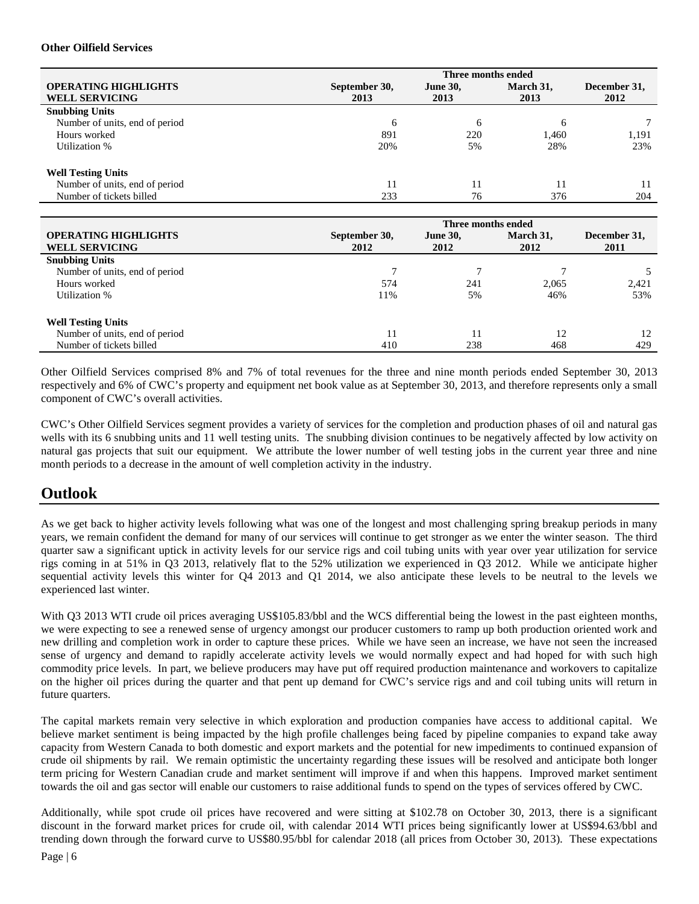**Other Oilfield Services**

| OPERATING HIGHLIGHTS WELL SERVICING | Three months ended September 30, 2013 | June 30, 2013 | March 31, 2013 | December 31, 2012 |
|---|---|---|---|---|
| **Snubbing Units** | | | | |
| Number of units, end of period | 6 | 6 | 6 | 7 |
| Hours worked | 891 | 220 | 1,460 | 1,191 |
| Utilization % | 20% | 5% | 28% | 23% |
| **Well Testing Units** | | | | |
| Number of units, end of period | 11 | 11 | 11 | 11 |
| Number of tickets billed | 233 | 76 | 376 | 204 |

| OPERATING HIGHLIGHTS WELL SERVICING | Three months ended September 30, 2012 | June 30, 2012 | March 31, 2012 | December 31, 2011 |
|---|---|---|---|---|
| **Snubbing Units** | | | | |
| Number of units, end of period | 7 | 7 | 7 | 5 |
| Hours worked | 574 | 241 | 2,065 | 2,421 |
| Utilization % | 11% | 5% | 46% | 53% |
| **Well Testing Units** | | | | |
| Number of units, end of period | 11 | 11 | 12 | 12 |
| Number of tickets billed | 410 | 238 | 468 | 429 |

Other Oilfield Services comprised 8% and 7% of total revenues for the three and nine month periods ended September 30, 2013 respectively and 6% of CWC's property and equipment net book value as at September 30, 2013, and therefore represents only a small component of CWC's overall activities.

CWC's Other Oilfield Services segment provides a variety of services for the completion and production phases of oil and natural gas wells with its 6 snubbing units and 11 well testing units. The snubbing division continues to be negatively affected by low activity on natural gas projects that suit our equipment. We attribute the lower number of well testing jobs in the current year three and nine month periods to a decrease in the amount of well completion activity in the industry.

# Outlook

As we get back to higher activity levels following what was one of the longest and most challenging spring breakup periods in many years, we remain confident the demand for many of our services will continue to get stronger as we enter the winter season. The third quarter saw a significant uptick in activity levels for our service rigs and coil tubing units with year over year utilization for service rigs coming in at 51% in Q3 2013, relatively flat to the 52% utilization we experienced in Q3 2012. While we anticipate higher sequential activity levels this winter for Q4 2013 and Q1 2014, we also anticipate these levels to be neutral to the levels we experienced last winter.

With Q3 2013 WTI crude oil prices averaging US$105.83/bbl and the WCS differential being the lowest in the past eighteen months, we were expecting to see a renewed sense of urgency amongst our producer customers to ramp up both production oriented work and new drilling and completion work in order to capture these prices. While we have seen an increase, we have not seen the increased sense of urgency and demand to rapidly accelerate activity levels we would normally expect and had hoped for with such high commodity price levels. In part, we believe producers may have put off required production maintenance and workovers to capitalize on the higher oil prices during the quarter and that pent up demand for CWC's service rigs and and coil tubing units will return in future quarters.

The capital markets remain very selective in which exploration and production companies have access to additional capital. We believe market sentiment is being impacted by the high profile challenges being faced by pipeline companies to expand take away capacity from Western Canada to both domestic and export markets and the potential for new impediments to continued expansion of crude oil shipments by rail. We remain optimistic the uncertainty regarding these issues will be resolved and anticipate both longer term pricing for Western Canadian crude and market sentiment will improve if and when this happens. Improved market sentiment towards the oil and gas sector will enable our customers to raise additional funds to spend on the types of services offered by CWC.

Additionally, while spot crude oil prices have recovered and were sitting at $102.78 on October 30, 2013, there is a significant discount in the forward market prices for crude oil, with calendar 2014 WTI prices being significantly lower at US$94.63/bbl and trending down through the forward curve to US$80.95/bbl for calendar 2018 (all prices from October 30, 2013). These expectations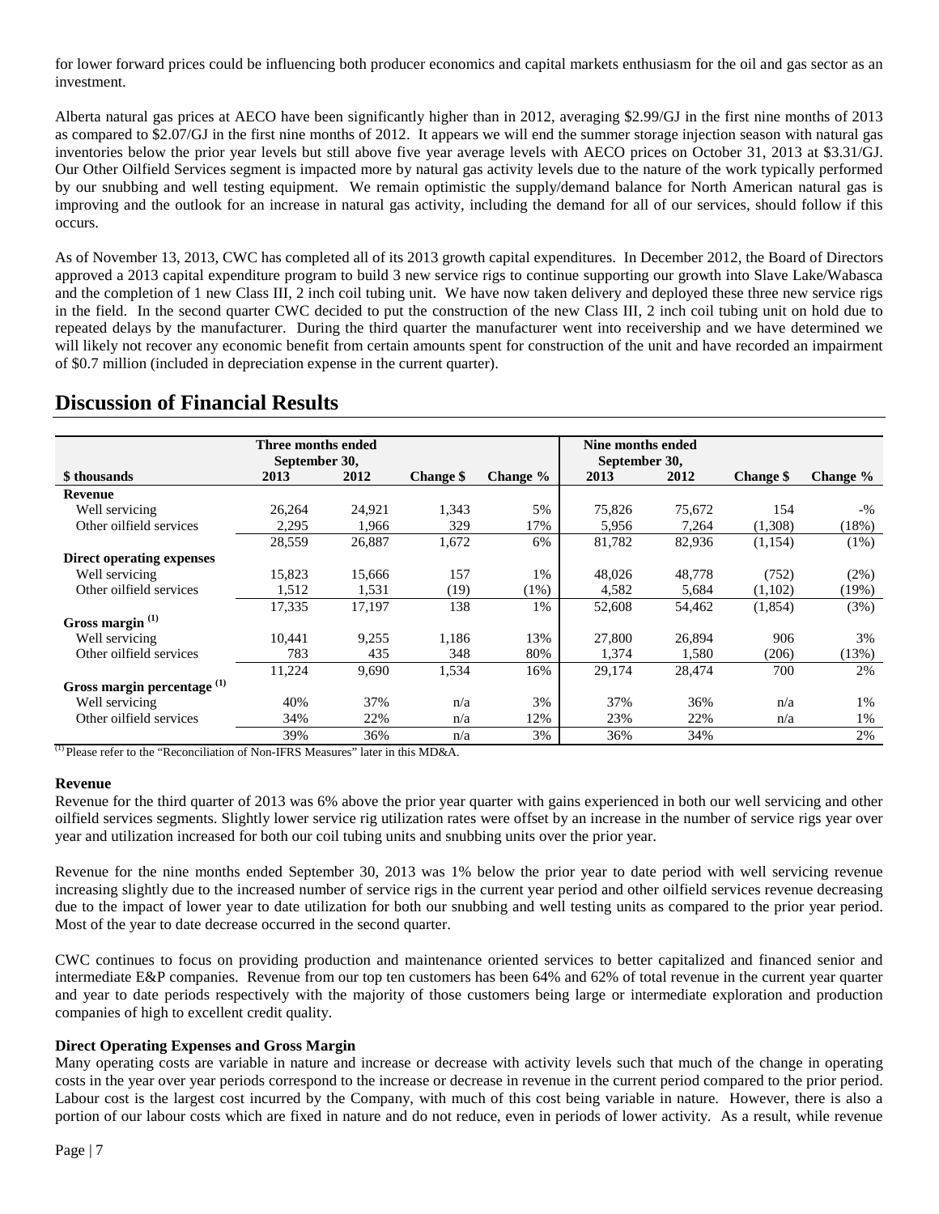for lower forward prices could be influencing both producer economics and capital markets enthusiasm for the oil and gas sector as an investment.

Alberta natural gas prices at AECO have been significantly higher than in 2012, averaging \$2.99/GJ in the first nine months of 2013 as compared to \$2.07/GJ in the first nine months of 2012. It appears we will end the summer storage injection season with natural gas inventories below the prior year levels but still above five year average levels with AECO prices on October 31, 2013 at \$3.31/GJ. Our Other Oilfield Services segment is impacted more by natural gas activity levels due to the nature of the work typically performed by our snubbing and well testing equipment. We remain optimistic the supply/demand balance for North American natural gas is improving and the outlook for an increase in natural gas activity, including the demand for all of our services, should follow if this occurs.

As of November 13, 2013, CWC has completed all of its 2013 growth capital expenditures. In December 2012, the Board of Directors approved a 2013 capital expenditure program to build 3 new service rigs to continue supporting our growth into Slave Lake/Wabasca and the completion of 1 new Class III, 2 inch coil tubing unit. We have now taken delivery and deployed these three new service rigs in the field. In the second quarter CWC decided to put the construction of the new Class III, 2 inch coil tubing unit on hold due to repeated delays by the manufacturer. During the third quarter the manufacturer went into receivership and we have determined we will likely not recover any economic benefit from certain amounts spent for construction of the unit and have recorded an impairment of \$0.7 million (included in depreciation expense in the current quarter).

# Discussion of Financial Results

| | Three months ended September 30, | | | | Nine months ended September 30, | | | |
|---|---|---|---|---|---|---|---|---|
| **\$ thousands** | **2013** | **2012** | **Change \$** | **Change %** | **2013** | **2012** | **Change \$** | **Change %** |
| **Revenue** | | | | | | | | |
| Well servicing | 26,264 | 24,921 | 1,343 | 5% | 75,826 | 75,672 | 154 | -% |
| Other oilfield services | 2,295 | 1,966 | 329 | 17% | 5,956 | 7,264 | (1,308) | (18%) |
| | 28,559 | 26,887 | 1,672 | 6% | 81,782 | 82,936 | (1,154) | (1%) |
| **Direct operating expenses** | | | | | | | | |
| Well servicing | 15,823 | 15,666 | 157 | 1% | 48,026 | 48,778 | (752) | (2%) |
| Other oilfield services | 1,512 | 1,531 | (19) | (1%) | 4,582 | 5,684 | (1,102) | (19%) |
| | 17,335 | 17,197 | 138 | 1% | 52,608 | 54,462 | (1,854) | (3%) |
| **Gross margin (1)** | | | | | | | | |
| Well servicing | 10,441 | 9,255 | 1,186 | 13% | 27,800 | 26,894 | 906 | 3% |
| Other oilfield services | 783 | 435 | 348 | 80% | 1,374 | 1,580 | (206) | (13%) |
| | 11,224 | 9,690 | 1,534 | 16% | 29,174 | 28,474 | 700 | 2% |
| **Gross margin percentage (1)** | | | | | | | | |
| Well servicing | 40% | 37% | n/a | 3% | 37% | 36% | n/a | 1% |
| Other oilfield services | 34% | 22% | n/a | 12% | 23% | 22% | n/a | 1% |
| | 39% | 36% | n/a | 3% | 36% | 34% | | 2% |

(1) Please refer to the "Reconciliation of Non-IFRS Measures" later in this MD&A.

### Revenue

Revenue for the third quarter of 2013 was 6% above the prior year quarter with gains experienced in both our well servicing and other oilfield services segments. Slightly lower service rig utilization rates were offset by an increase in the number of service rigs year over year and utilization increased for both our coil tubing units and snubbing units over the prior year.

Revenue for the nine months ended September 30, 2013 was 1% below the prior year to date period with well servicing revenue increasing slightly due to the increased number of service rigs in the current year period and other oilfield services revenue decreasing due to the impact of lower year to date utilization for both our snubbing and well testing units as compared to the prior year period. Most of the year to date decrease occurred in the second quarter.

CWC continues to focus on providing production and maintenance oriented services to better capitalized and financed senior and intermediate E&P companies. Revenue from our top ten customers has been 64% and 62% of total revenue in the current year quarter and year to date periods respectively with the majority of those customers being large or intermediate exploration and production companies of high to excellent credit quality.

### Direct Operating Expenses and Gross Margin

Many operating costs are variable in nature and increase or decrease with activity levels such that much of the change in operating costs in the year over year periods correspond to the increase or decrease in revenue in the current period compared to the prior period. Labour cost is the largest cost incurred by the Company, with much of this cost being variable in nature. However, there is also a portion of our labour costs which are fixed in nature and do not reduce, even in periods of lower activity. As a result, while revenue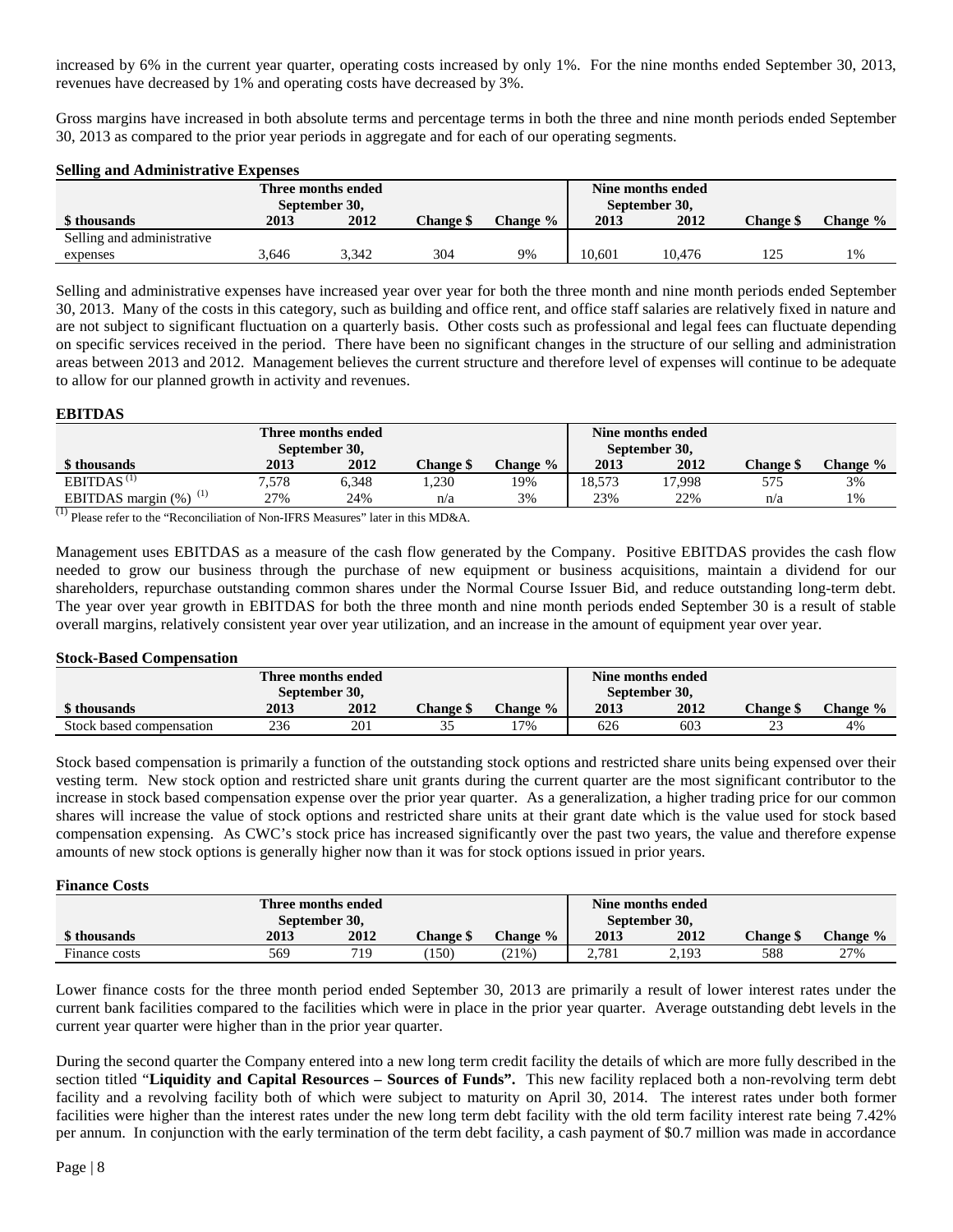increased by 6% in the current year quarter, operating costs increased by only 1%. For the nine months ended September 30, 2013, revenues have decreased by 1% and operating costs have decreased by 3%.

Gross margins have increased in both absolute terms and percentage terms in both the three and nine month periods ended September 30, 2013 as compared to the prior year periods in aggregate and for each of our operating segments.

**Selling and Administrative Expenses**

| | Three months ended September 30, | | | | Nine months ended September 30, | | | |
|---|---|---|---|---|---|---|---|---|
| **$ thousands** | **2013** | **2012** | **Change $** | **Change %** | **2013** | **2012** | **Change $** | **Change %** |
| Selling and administrative expenses | 3,646 | 3,342 | 304 | 9% | 10,601 | 10,476 | 125 | 1% |

Selling and administrative expenses have increased year over year for both the three month and nine month periods ended September 30, 2013. Many of the costs in this category, such as building and office rent, and office staff salaries are relatively fixed in nature and are not subject to significant fluctuation on a quarterly basis. Other costs such as professional and legal fees can fluctuate depending on specific services received in the period. There have been no significant changes in the structure of our selling and administration areas between 2013 and 2012. Management believes the current structure and therefore level of expenses will continue to be adequate to allow for our planned growth in activity and revenues.

**EBITDAS**

| | Three months ended September 30, | | | | Nine months ended September 30, | | | |
|---|---|---|---|---|---|---|---|---|
| **$ thousands** | **2013** | **2012** | **Change $** | **Change %** | **2013** | **2012** | **Change $** | **Change %** |
| EBITDAS [(1)] | 7,578 | 6,348 | 1,230 | 19% | 18,573 | 17,998 | 575 | 3% |
| EBITDAS margin (%) [(1)] | 27% | 24% | n/a | 3% | 23% | 22% | n/a | 1% |

[(1)] Please refer to the "Reconciliation of Non-IFRS Measures" later in this MD&A.

Management uses EBITDAS as a measure of the cash flow generated by the Company. Positive EBITDAS provides the cash flow needed to grow our business through the purchase of new equipment or business acquisitions, maintain a dividend for our shareholders, repurchase outstanding common shares under the Normal Course Issuer Bid, and reduce outstanding long-term debt. The year over year growth in EBITDAS for both the three month and nine month periods ended September 30 is a result of stable overall margins, relatively consistent year over year utilization, and an increase in the amount of equipment year over year.

**Stock-Based Compensation**

| | Three months ended September 30, | | | | Nine months ended September 30, | | | |
|---|---|---|---|---|---|---|---|---|
| **$ thousands** | **2013** | **2012** | **Change $** | **Change %** | **2013** | **2012** | **Change $** | **Change %** |
| Stock based compensation | 236 | 201 | 35 | 17% | 626 | 603 | 23 | 4% |

Stock based compensation is primarily a function of the outstanding stock options and restricted share units being expensed over their vesting term. New stock option and restricted share unit grants during the current quarter are the most significant contributor to the increase in stock based compensation expense over the prior year quarter. As a generalization, a higher trading price for our common shares will increase the value of stock options and restricted share units at their grant date which is the value used for stock based compensation expensing. As CWC's stock price has increased significantly over the past two years, the value and therefore expense amounts of new stock options is generally higher now than it was for stock options issued in prior years.

**Finance Costs**

| | Three months ended September 30, | | | | Nine months ended September 30, | | | |
|---|---|---|---|---|---|---|---|---|
| **$ thousands** | **2013** | **2012** | **Change $** | **Change %** | **2013** | **2012** | **Change $** | **Change %** |
| Finance costs | 569 | 719 | (150) | (21%) | 2,781 | 2,193 | 588 | 27% |

Lower finance costs for the three month period ended September 30, 2013 are primarily a result of lower interest rates under the current bank facilities compared to the facilities which were in place in the prior year quarter. Average outstanding debt levels in the current year quarter were higher than in the prior year quarter.

During the second quarter the Company entered into a new long term credit facility the details of which are more fully described in the section titled "**Liquidity and Capital Resources – Sources of Funds".** This new facility replaced both a non-revolving term debt facility and a revolving facility both of which were subject to maturity on April 30, 2014. The interest rates under both former facilities were higher than the interest rates under the new long term debt facility with the old term facility interest rate being 7.42% per annum. In conjunction with the early termination of the term debt facility, a cash payment of $0.7 million was made in accordance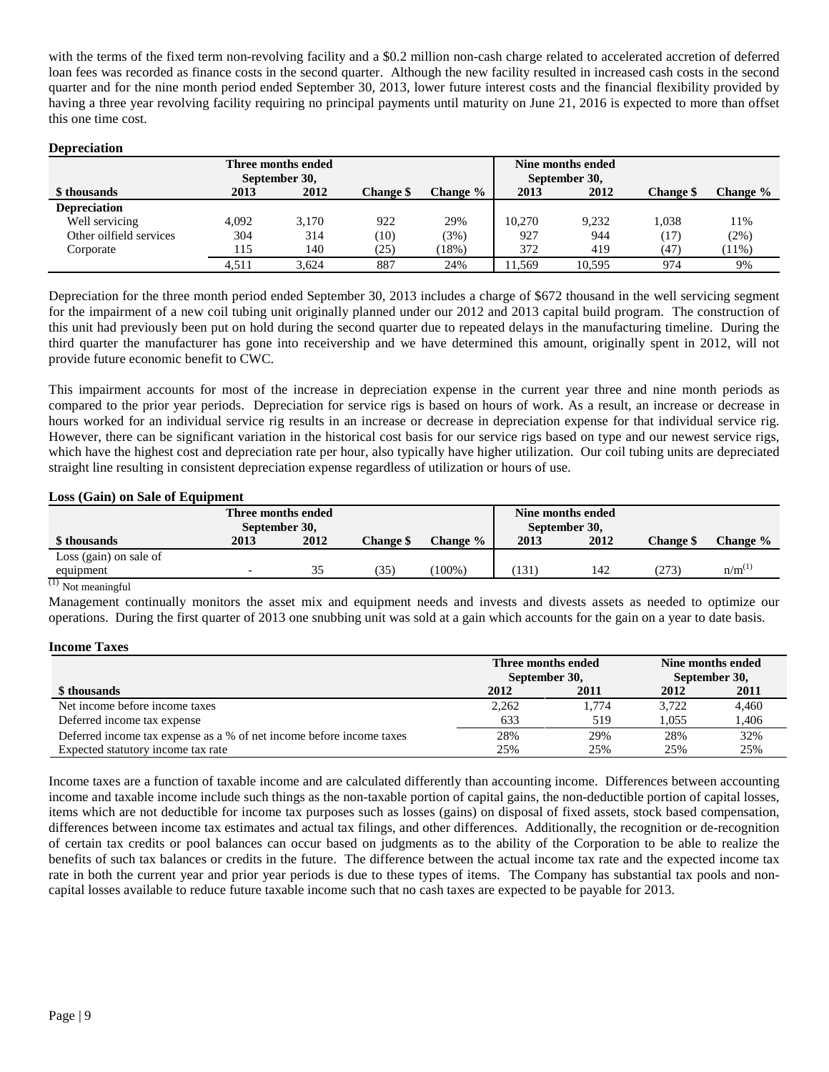with the terms of the fixed term non-revolving facility and a $0.2 million non-cash charge related to accelerated accretion of deferred loan fees was recorded as finance costs in the second quarter. Although the new facility resulted in increased cash costs in the second quarter and for the nine month period ended September 30, 2013, lower future interest costs and the financial flexibility provided by having a three year revolving facility requiring no principal payments until maturity on June 21, 2016 is expected to more than offset this one time cost.

**Depreciation**

| | Three months ended September 30, | | | | Nine months ended September 30, | | | |
|---|---|---|---|---|---|---|---|---|
| **$ thousands** | **2013** | **2012** | **Change $** | **Change %** | **2013** | **2012** | **Change $** | **Change %** |
| **Depreciation** | | | | | | | | |
| Well servicing | 4,092 | 3,170 | 922 | 29% | 10,270 | 9,232 | 1,038 | 11% |
| Other oilfield services | 304 | 314 | (10) | (3%) | 927 | 944 | (17) | (2%) |
| Corporate | 115 | 140 | (25) | (18%) | 372 | 419 | (47) | (11%) |
| | 4,511 | 3,624 | 887 | 24% | 11,569 | 10,595 | 974 | 9% |

Depreciation for the three month period ended September 30, 2013 includes a charge of $672 thousand in the well servicing segment for the impairment of a new coil tubing unit originally planned under our 2012 and 2013 capital build program. The construction of this unit had previously been put on hold during the second quarter due to repeated delays in the manufacturing timeline. During the third quarter the manufacturer has gone into receivership and we have determined this amount, originally spent in 2012, will not provide future economic benefit to CWC.

This impairment accounts for most of the increase in depreciation expense in the current year three and nine month periods as compared to the prior year periods. Depreciation for service rigs is based on hours of work. As a result, an increase or decrease in hours worked for an individual service rig results in an increase or decrease in depreciation expense for that individual service rig. However, there can be significant variation in the historical cost basis for our service rigs based on type and our newest service rigs, which have the highest cost and depreciation rate per hour, also typically have higher utilization. Our coil tubing units are depreciated straight line resulting in consistent depreciation expense regardless of utilization or hours of use.

**Loss (Gain) on Sale of Equipment**

| | Three months ended September 30, | | | | Nine months ended September 30, | | | |
|---|---|---|---|---|---|---|---|---|
| **$ thousands** | **2013** | **2012** | **Change $** | **Change %** | **2013** | **2012** | **Change $** | **Change %** |
| Loss (gain) on sale of equipment | - | 35 | (35) | (100%) | (131) | 142 | (273) | n/m[1] |

[1] Not meaningful

Management continually monitors the asset mix and equipment needs and invests and divests assets as needed to optimize our operations. During the first quarter of 2013 one snubbing unit was sold at a gain which accounts for the gain on a year to date basis.

**Income Taxes**

| | Three months ended September 30, | | Nine months ended September 30, | |
|---|---|---|---|---|
| **$ thousands** | **2012** | **2011** | **2012** | **2011** |
| Net income before income taxes | 2,262 | 1,774 | 3,722 | 4,460 |
| Deferred income tax expense | 633 | 519 | 1,055 | 1,406 |
| Deferred income tax expense as a % of net income before income taxes | 28% | 29% | 28% | 32% |
| Expected statutory income tax rate | 25% | 25% | 25% | 25% |

Income taxes are a function of taxable income and are calculated differently than accounting income. Differences between accounting income and taxable income include such things as the non-taxable portion of capital gains, the non-deductible portion of capital losses, items which are not deductible for income tax purposes such as losses (gains) on disposal of fixed assets, stock based compensation, differences between income tax estimates and actual tax filings, and other differences. Additionally, the recognition or de-recognition of certain tax credits or pool balances can occur based on judgments as to the ability of the Corporation to be able to realize the benefits of such tax balances or credits in the future. The difference between the actual income tax rate and the expected income tax rate in both the current year and prior year periods is due to these types of items. The Company has substantial tax pools and non-capital losses available to reduce future taxable income such that no cash taxes are expected to be payable for 2013.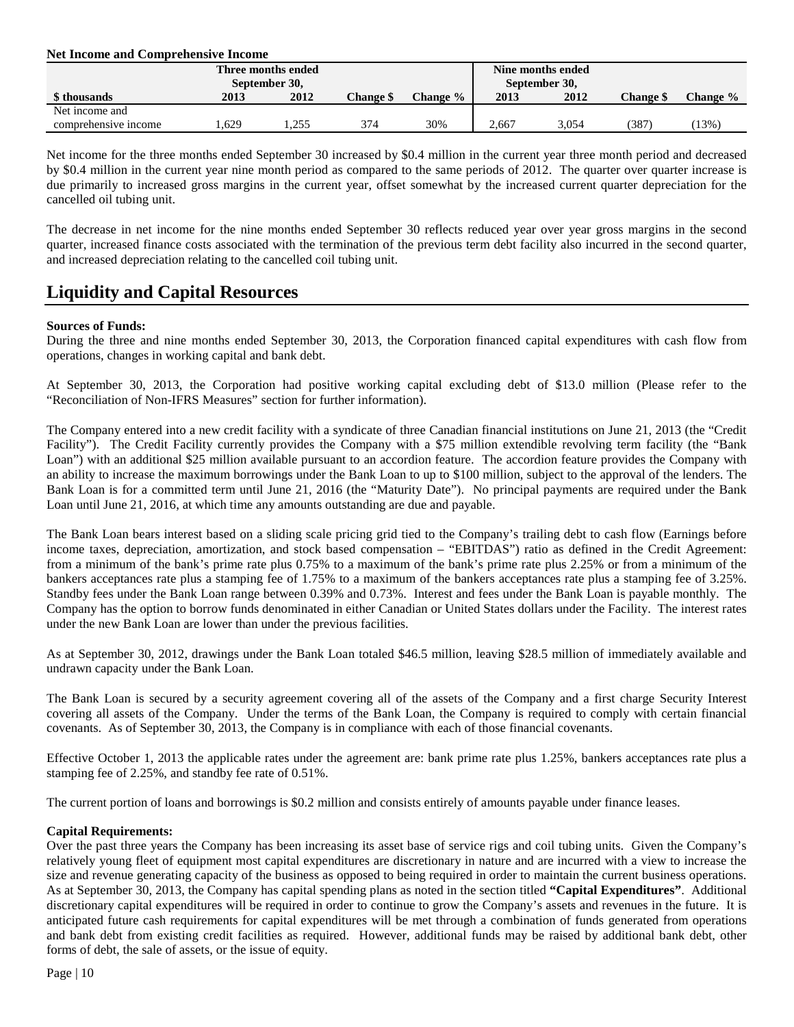**Net Income and Comprehensive Income**

| | Three months ended September 30, | | | | Nine months ended September 30, | | | |
|---|---|---|---|---|---|---|---|---|
| **$ thousands** | **2013** | **2012** | **Change $** | **Change %** | **2013** | **2012** | **Change $** | **Change %** |
| Net income and comprehensive income | 1,629 | 1,255 | 374 | 30% | 2,667 | 3,054 | (387) | (13%) |

Net income for the three months ended September 30 increased by $0.4 million in the current year three month period and decreased by $0.4 million in the current year nine month period as compared to the same periods of 2012. The quarter over quarter increase is due primarily to increased gross margins in the current year, offset somewhat by the increased current quarter depreciation for the cancelled oil tubing unit.

The decrease in net income for the nine months ended September 30 reflects reduced year over year gross margins in the second quarter, increased finance costs associated with the termination of the previous term debt facility also incurred in the second quarter, and increased depreciation relating to the cancelled coil tubing unit.

# Liquidity and Capital Resources

**Sources of Funds:**

During the three and nine months ended September 30, 2013, the Corporation financed capital expenditures with cash flow from operations, changes in working capital and bank debt.

At September 30, 2013, the Corporation had positive working capital excluding debt of $13.0 million (Please refer to the "Reconciliation of Non-IFRS Measures" section for further information).

The Company entered into a new credit facility with a syndicate of three Canadian financial institutions on June 21, 2013 (the "Credit Facility"). The Credit Facility currently provides the Company with a $75 million extendible revolving term facility (the "Bank Loan") with an additional $25 million available pursuant to an accordion feature. The accordion feature provides the Company with an ability to increase the maximum borrowings under the Bank Loan to up to $100 million, subject to the approval of the lenders. The Bank Loan is for a committed term until June 21, 2016 (the "Maturity Date"). No principal payments are required under the Bank Loan until June 21, 2016, at which time any amounts outstanding are due and payable.

The Bank Loan bears interest based on a sliding scale pricing grid tied to the Company's trailing debt to cash flow (Earnings before income taxes, depreciation, amortization, and stock based compensation – "EBITDAS") ratio as defined in the Credit Agreement: from a minimum of the bank's prime rate plus 0.75% to a maximum of the bank's prime rate plus 2.25% or from a minimum of the bankers acceptances rate plus a stamping fee of 1.75% to a maximum of the bankers acceptances rate plus a stamping fee of 3.25%. Standby fees under the Bank Loan range between 0.39% and 0.73%. Interest and fees under the Bank Loan is payable monthly. The Company has the option to borrow funds denominated in either Canadian or United States dollars under the Facility. The interest rates under the new Bank Loan are lower than under the previous facilities.

As at September 30, 2012, drawings under the Bank Loan totaled $46.5 million, leaving $28.5 million of immediately available and undrawn capacity under the Bank Loan.

The Bank Loan is secured by a security agreement covering all of the assets of the Company and a first charge Security Interest covering all assets of the Company. Under the terms of the Bank Loan, the Company is required to comply with certain financial covenants. As of September 30, 2013, the Company is in compliance with each of those financial covenants.

Effective October 1, 2013 the applicable rates under the agreement are: bank prime rate plus 1.25%, bankers acceptances rate plus a stamping fee of 2.25%, and standby fee rate of 0.51%.

The current portion of loans and borrowings is $0.2 million and consists entirely of amounts payable under finance leases.

**Capital Requirements:**

Over the past three years the Company has been increasing its asset base of service rigs and coil tubing units. Given the Company's relatively young fleet of equipment most capital expenditures are discretionary in nature and are incurred with a view to increase the size and revenue generating capacity of the business as opposed to being required in order to maintain the current business operations. As at September 30, 2013, the Company has capital spending plans as noted in the section titled **"Capital Expenditures"**. Additional discretionary capital expenditures will be required in order to continue to grow the Company's assets and revenues in the future. It is anticipated future cash requirements for capital expenditures will be met through a combination of funds generated from operations and bank debt from existing credit facilities as required. However, additional funds may be raised by additional bank debt, other forms of debt, the sale of assets, or the issue of equity.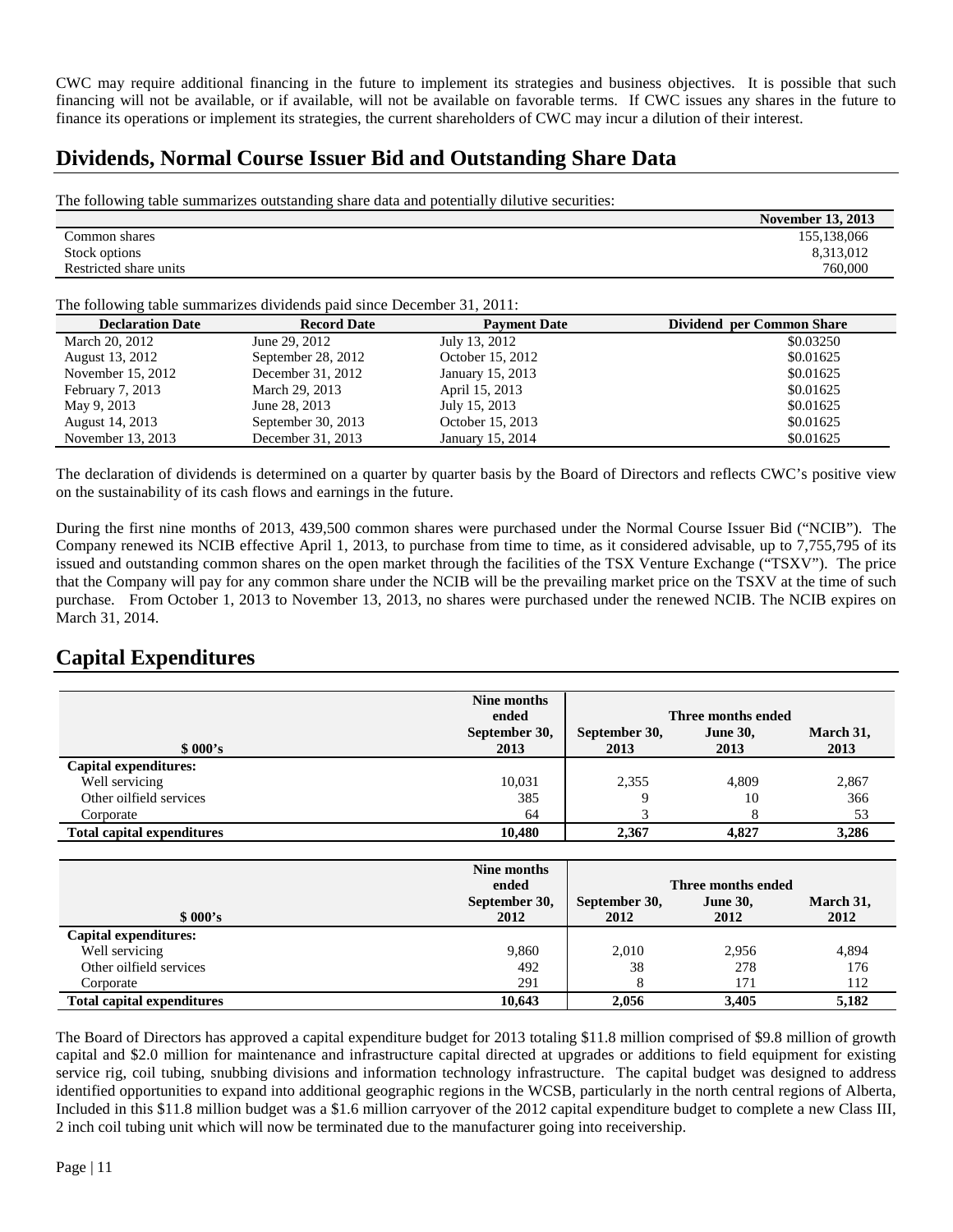CWC may require additional financing in the future to implement its strategies and business objectives. It is possible that such financing will not be available, or if available, will not be available on favorable terms. If CWC issues any shares in the future to finance its operations or implement its strategies, the current shareholders of CWC may incur a dilution of their interest.

## Dividends, Normal Course Issuer Bid and Outstanding Share Data

The following table summarizes outstanding share data and potentially dilutive securities:

| | November 13, 2013 |
|---|---|
| Common shares | 155,138,066 |
| Stock options | 8,313,012 |
| Restricted share units | 760,000 |

The following table summarizes dividends paid since December 31, 2011:

| Declaration Date | Record Date | Payment Date | Dividend per Common Share |
|---|---|---|---|
| March 20, 2012 | June 29, 2012 | July 13, 2012 | $0.03250 |
| August 13, 2012 | September 28, 2012 | October 15, 2012 | $0.01625 |
| November 15, 2012 | December 31, 2012 | January 15, 2013 | $0.01625 |
| February 7, 2013 | March 29, 2013 | April 15, 2013 | $0.01625 |
| May 9, 2013 | June 28, 2013 | July 15, 2013 | $0.01625 |
| August 14, 2013 | September 30, 2013 | October 15, 2013 | $0.01625 |
| November 13, 2013 | December 31, 2013 | January 15, 2014 | $0.01625 |

The declaration of dividends is determined on a quarter by quarter basis by the Board of Directors and reflects CWC's positive view on the sustainability of its cash flows and earnings in the future.

During the first nine months of 2013, 439,500 common shares were purchased under the Normal Course Issuer Bid ("NCIB"). The Company renewed its NCIB effective April 1, 2013, to purchase from time to time, as it considered advisable, up to 7,755,795 of its issued and outstanding common shares on the open market through the facilities of the TSX Venture Exchange ("TSXV"). The price that the Company will pay for any common share under the NCIB will be the prevailing market price on the TSXV at the time of such purchase. From October 1, 2013 to November 13, 2013, no shares were purchased under the renewed NCIB. The NCIB expires on March 31, 2014.

## Capital Expenditures

| $ 000's | Nine months ended September 30, 2013 | Three months ended September 30, 2013 | Three months ended June 30, 2013 | Three months ended March 31, 2013 |
|---|---|---|---|---|
| **Capital expenditures:** | | | | |
| Well servicing | 10,031 | 2,355 | 4,809 | 2,867 |
| Other oilfield services | 385 | 9 | 10 | 366 |
| Corporate | 64 | 3 | 8 | 53 |
| **Total capital expenditures** | **10,480** | **2,367** | **4,827** | **3,286** |

| $ 000's | Nine months ended September 30, 2012 | Three months ended September 30, 2012 | Three months ended June 30, 2012 | Three months ended March 31, 2012 |
|---|---|---|---|---|
| **Capital expenditures:** | | | | |
| Well servicing | 9,860 | 2,010 | 2,956 | 4,894 |
| Other oilfield services | 492 | 38 | 278 | 176 |
| Corporate | 291 | 8 | 171 | 112 |
| **Total capital expenditures** | **10,643** | **2,056** | **3,405** | **5,182** |

The Board of Directors has approved a capital expenditure budget for 2013 totaling $11.8 million comprised of $9.8 million of growth capital and $2.0 million for maintenance and infrastructure capital directed at upgrades or additions to field equipment for existing service rig, coil tubing, snubbing divisions and information technology infrastructure. The capital budget was designed to address identified opportunities to expand into additional geographic regions in the WCSB, particularly in the north central regions of Alberta, Included in this $11.8 million budget was a $1.6 million carryover of the 2012 capital expenditure budget to complete a new Class III, 2 inch coil tubing unit which will now be terminated due to the manufacturer going into receivership.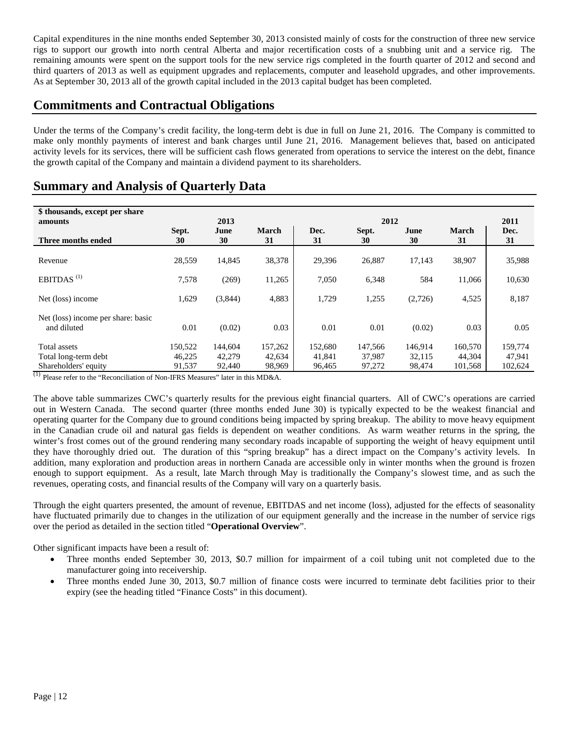Capital expenditures in the nine months ended September 30, 2013 consisted mainly of costs for the construction of three new service rigs to support our growth into north central Alberta and major recertification costs of a snubbing unit and a service rig. The remaining amounts were spent on the support tools for the new service rigs completed in the fourth quarter of 2012 and second and third quarters of 2013 as well as equipment upgrades and replacements, computer and leasehold upgrades, and other improvements. As at September 30, 2013 all of the growth capital included in the 2013 capital budget has been completed.

## Commitments and Contractual Obligations

Under the terms of the Company's credit facility, the long-term debt is due in full on June 21, 2016. The Company is committed to make only monthly payments of interest and bank charges until June 21, 2016. Management believes that, based on anticipated activity levels for its services, there will be sufficient cash flows generated from operations to service the interest on the debt, finance the growth capital of the Company and maintain a dividend payment to its shareholders.

## Summary and Analysis of Quarterly Data

| $ thousands, except per share amounts | | 2013 | | | 2012 | | | 2011 |
|---|---|---|---|---|---|---|---|---|
| Three months ended | Sept. 30 | June 30 | March 31 | Dec. 31 | Sept. 30 | June 30 | March 31 | Dec. 31 |
| Revenue | 28,559 | 14,845 | 38,378 | 29,396 | 26,887 | 17,143 | 38,907 | 35,988 |
| EBITDAS [(1)] | 7,578 | (269) | 11,265 | 7,050 | 6,348 | 584 | 11,066 | 10,630 |
| Net (loss) income | 1,629 | (3,844) | 4,883 | 1,729 | 1,255 | (2,726) | 4,525 | 8,187 |
| Net (loss) income per share: basic and diluted | 0.01 | (0.02) | 0.03 | 0.01 | 0.01 | (0.02) | 0.03 | 0.05 |
| Total assets | 150,522 | 144,604 | 157,262 | 152,680 | 147,566 | 146,914 | 160,570 | 159,774 |
| Total long-term debt | 46,225 | 42,279 | 42,634 | 41,841 | 37,987 | 32,115 | 44,304 | 47,941 |
| Shareholders' equity | 91,537 | 92,440 | 98,969 | 96,465 | 97,272 | 98,474 | 101,568 | 102,624 |

[(1)] Please refer to the "Reconciliation of Non-IFRS Measures" later in this MD&A.

The above table summarizes CWC's quarterly results for the previous eight financial quarters. All of CWC's operations are carried out in Western Canada. The second quarter (three months ended June 30) is typically expected to be the weakest financial and operating quarter for the Company due to ground conditions being impacted by spring breakup. The ability to move heavy equipment in the Canadian crude oil and natural gas fields is dependent on weather conditions. As warm weather returns in the spring, the winter's frost comes out of the ground rendering many secondary roads incapable of supporting the weight of heavy equipment until they have thoroughly dried out. The duration of this "spring breakup" has a direct impact on the Company's activity levels. In addition, many exploration and production areas in northern Canada are accessible only in winter months when the ground is frozen enough to support equipment. As a result, late March through May is traditionally the Company's slowest time, and as such the revenues, operating costs, and financial results of the Company will vary on a quarterly basis.

Through the eight quarters presented, the amount of revenue, EBITDAS and net income (loss), adjusted for the effects of seasonality have fluctuated primarily due to changes in the utilization of our equipment generally and the increase in the number of service rigs over the period as detailed in the section titled "**Operational Overview**".

Other significant impacts have been a result of:

- Three months ended September 30, 2013, $0.7 million for impairment of a coil tubing unit not completed due to the manufacturer going into receivership.
- Three months ended June 30, 2013, $0.7 million of finance costs were incurred to terminate debt facilities prior to their expiry (see the heading titled "Finance Costs" in this document).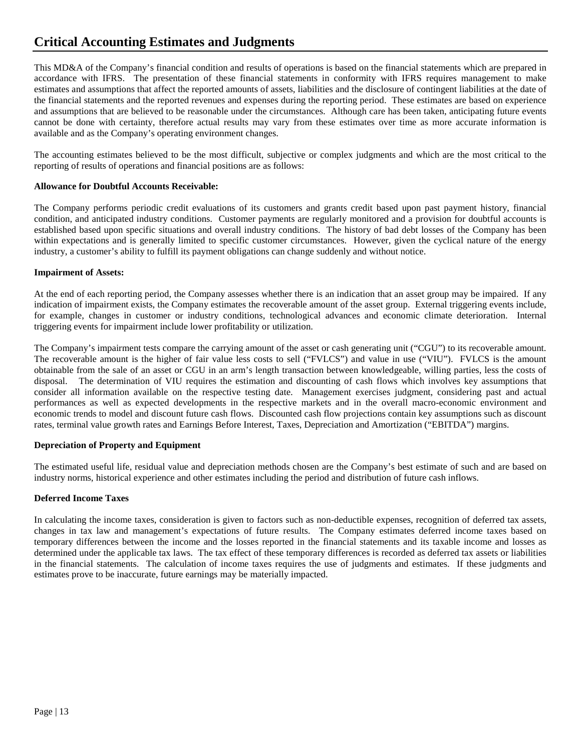# Critical Accounting Estimates and Judgments

This MD&A of the Company's financial condition and results of operations is based on the financial statements which are prepared in accordance with IFRS. The presentation of these financial statements in conformity with IFRS requires management to make estimates and assumptions that affect the reported amounts of assets, liabilities and the disclosure of contingent liabilities at the date of the financial statements and the reported revenues and expenses during the reporting period. These estimates are based on experience and assumptions that are believed to be reasonable under the circumstances. Although care has been taken, anticipating future events cannot be done with certainty, therefore actual results may vary from these estimates over time as more accurate information is available and as the Company's operating environment changes.

The accounting estimates believed to be the most difficult, subjective or complex judgments and which are the most critical to the reporting of results of operations and financial positions are as follows:

**Allowance for Doubtful Accounts Receivable:**

The Company performs periodic credit evaluations of its customers and grants credit based upon past payment history, financial condition, and anticipated industry conditions. Customer payments are regularly monitored and a provision for doubtful accounts is established based upon specific situations and overall industry conditions. The history of bad debt losses of the Company has been within expectations and is generally limited to specific customer circumstances. However, given the cyclical nature of the energy industry, a customer's ability to fulfill its payment obligations can change suddenly and without notice.

**Impairment of Assets:**

At the end of each reporting period, the Company assesses whether there is an indication that an asset group may be impaired. If any indication of impairment exists, the Company estimates the recoverable amount of the asset group. External triggering events include, for example, changes in customer or industry conditions, technological advances and economic climate deterioration. Internal triggering events for impairment include lower profitability or utilization.

The Company's impairment tests compare the carrying amount of the asset or cash generating unit ("CGU") to its recoverable amount. The recoverable amount is the higher of fair value less costs to sell ("FVLCS") and value in use ("VIU"). FVLCS is the amount obtainable from the sale of an asset or CGU in an arm's length transaction between knowledgeable, willing parties, less the costs of disposal. The determination of VIU requires the estimation and discounting of cash flows which involves key assumptions that consider all information available on the respective testing date. Management exercises judgment, considering past and actual performances as well as expected developments in the respective markets and in the overall macro-economic environment and economic trends to model and discount future cash flows. Discounted cash flow projections contain key assumptions such as discount rates, terminal value growth rates and Earnings Before Interest, Taxes, Depreciation and Amortization ("EBITDA") margins.

**Depreciation of Property and Equipment**

The estimated useful life, residual value and depreciation methods chosen are the Company's best estimate of such and are based on industry norms, historical experience and other estimates including the period and distribution of future cash inflows.

**Deferred Income Taxes**

In calculating the income taxes, consideration is given to factors such as non-deductible expenses, recognition of deferred tax assets, changes in tax law and management's expectations of future results. The Company estimates deferred income taxes based on temporary differences between the income and the losses reported in the financial statements and its taxable income and losses as determined under the applicable tax laws. The tax effect of these temporary differences is recorded as deferred tax assets or liabilities in the financial statements. The calculation of income taxes requires the use of judgments and estimates. If these judgments and estimates prove to be inaccurate, future earnings may be materially impacted.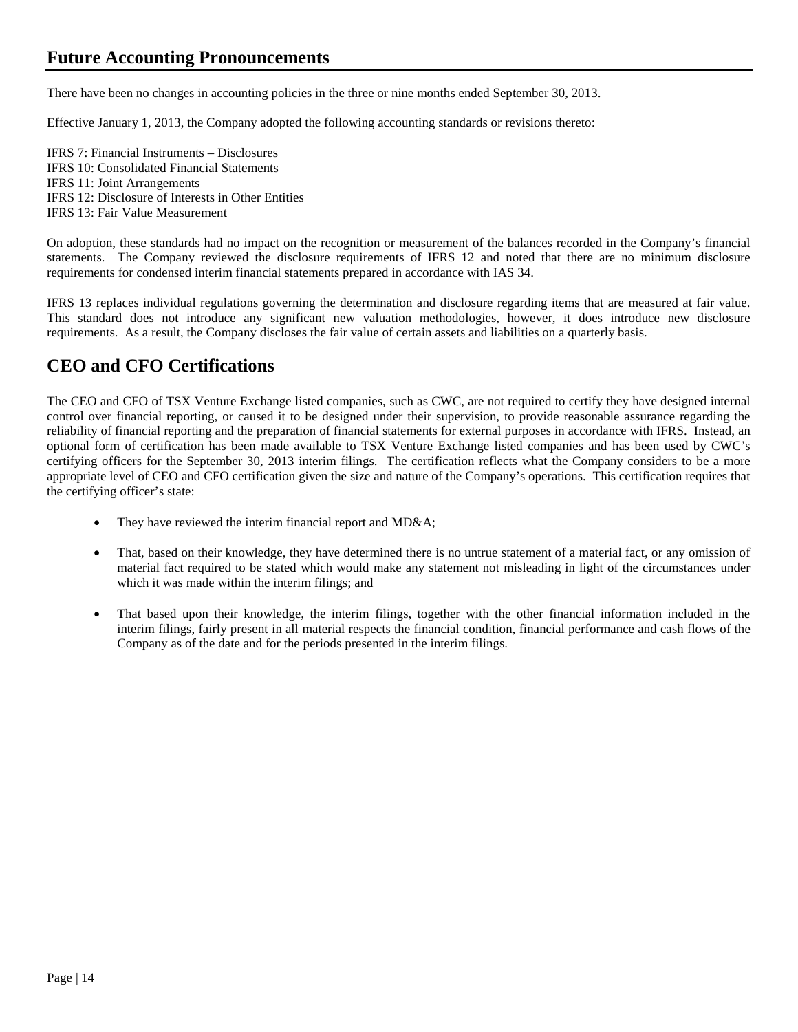## Future Accounting Pronouncements

There have been no changes in accounting policies in the three or nine months ended September 30, 2013.

Effective January 1, 2013, the Company adopted the following accounting standards or revisions thereto:

IFRS 7: Financial Instruments – Disclosures
IFRS 10: Consolidated Financial Statements
IFRS 11: Joint Arrangements
IFRS 12: Disclosure of Interests in Other Entities
IFRS 13: Fair Value Measurement

On adoption, these standards had no impact on the recognition or measurement of the balances recorded in the Company's financial statements. The Company reviewed the disclosure requirements of IFRS 12 and noted that there are no minimum disclosure requirements for condensed interim financial statements prepared in accordance with IAS 34.

IFRS 13 replaces individual regulations governing the determination and disclosure regarding items that are measured at fair value. This standard does not introduce any significant new valuation methodologies, however, it does introduce new disclosure requirements. As a result, the Company discloses the fair value of certain assets and liabilities on a quarterly basis.

## CEO and CFO Certifications

The CEO and CFO of TSX Venture Exchange listed companies, such as CWC, are not required to certify they have designed internal control over financial reporting, or caused it to be designed under their supervision, to provide reasonable assurance regarding the reliability of financial reporting and the preparation of financial statements for external purposes in accordance with IFRS. Instead, an optional form of certification has been made available to TSX Venture Exchange listed companies and has been used by CWC's certifying officers for the September 30, 2013 interim filings. The certification reflects what the Company considers to be a more appropriate level of CEO and CFO certification given the size and nature of the Company's operations. This certification requires that the certifying officer's state:

- They have reviewed the interim financial report and MD&A;
- That, based on their knowledge, they have determined there is no untrue statement of a material fact, or any omission of material fact required to be stated which would make any statement not misleading in light of the circumstances under which it was made within the interim filings; and
- That based upon their knowledge, the interim filings, together with the other financial information included in the interim filings, fairly present in all material respects the financial condition, financial performance and cash flows of the Company as of the date and for the periods presented in the interim filings.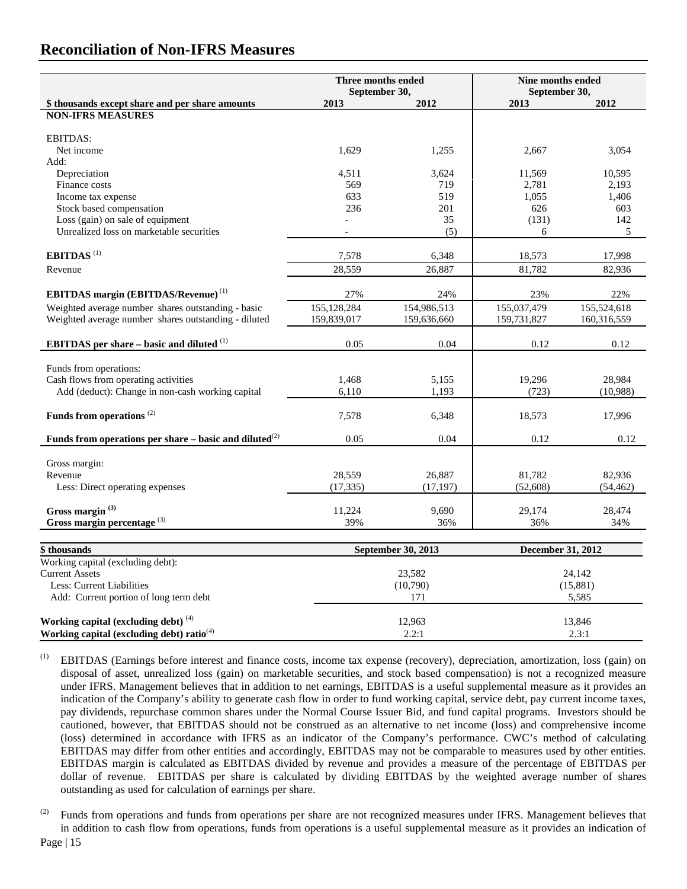## Reconciliation of Non-IFRS Measures

| $ thousands except share and per share amounts | Three months ended September 30, 2013 | Three months ended September 30, 2012 | Nine months ended September 30, 2013 | Nine months ended September 30, 2012 |
|---|---|---|---|---|
| **NON-IFRS MEASURES** | | | | |
| EBITDAS: | | | | |
| Net income | 1,629 | 1,255 | 2,667 | 3,054 |
| Add: | | | | |
| Depreciation | 4,511 | 3,624 | 11,569 | 10,595 |
| Finance costs | 569 | 719 | 2,781 | 2,193 |
| Income tax expense | 633 | 519 | 1,055 | 1,406 |
| Stock based compensation | 236 | 201 | 626 | 603 |
| Loss (gain) on sale of equipment | - | 35 | (131) | 142 |
| Unrealized loss on marketable securities | - | (5) | 6 | 5 |
| **EBITDAS** (1) | 7,578 | 6,348 | 18,573 | 17,998 |
| Revenue | 28,559 | 26,887 | 81,782 | 82,936 |
| **EBITDAS margin (EBITDAS/Revenue)** (1) | 27% | 24% | 23% | 22% |
| Weighted average number shares outstanding - basic | 155,128,284 | 154,986,513 | 155,037,479 | 155,524,618 |
| Weighted average number shares outstanding - diluted | 159,839,017 | 159,636,660 | 159,731,827 | 160,316,559 |
| **EBITDAS per share – basic and diluted** (1) | 0.05 | 0.04 | 0.12 | 0.12 |
| Funds from operations: | | | | |
| Cash flows from operating activities | 1,468 | 5,155 | 19,296 | 28,984 |
| Add (deduct): Change in non-cash working capital | 6,110 | 1,193 | (723) | (10,988) |
| **Funds from operations** (2) | 7,578 | 6,348 | 18,573 | 17,996 |
| **Funds from operations per share – basic and diluted**(2) | 0.05 | 0.04 | 0.12 | 0.12 |
| Gross margin: | | | | |
| Revenue | 28,559 | 26,887 | 81,782 | 82,936 |
| Less: Direct operating expenses | (17,335) | (17,197) | (52,608) | (54,462) |
| **Gross margin** (3) | 11,224 | 9,690 | 29,174 | 28,474 |
| **Gross margin percentage** (3) | 39% | 36% | 36% | 34% |

| $ thousands | September 30, 2013 | December 31, 2012 |
|---|---|---|
| Working capital (excluding debt): | | |
| Current Assets | 23,582 | 24,142 |
| Less: Current Liabilities | (10,790) | (15,881) |
| Add: Current portion of long term debt | 171 | 5,585 |
| **Working capital (excluding debt)** (4) | 12,963 | 13,846 |
| **Working capital (excluding debt) ratio**(4) | 2.2:1 | 2.3:1 |

(1) EBITDAS (Earnings before interest and finance costs, income tax expense (recovery), depreciation, amortization, loss (gain) on disposal of asset, unrealized loss (gain) on marketable securities, and stock based compensation) is not a recognized measure under IFRS. Management believes that in addition to net earnings, EBITDAS is a useful supplemental measure as it provides an indication of the Company's ability to generate cash flow in order to fund working capital, service debt, pay current income taxes, pay dividends, repurchase common shares under the Normal Course Issuer Bid, and fund capital programs. Investors should be cautioned, however, that EBITDAS should not be construed as an alternative to net income (loss) and comprehensive income (loss) determined in accordance with IFRS as an indicator of the Company's performance. CWC's method of calculating EBITDAS may differ from other entities and accordingly, EBITDAS may not be comparable to measures used by other entities. EBITDAS margin is calculated as EBITDAS divided by revenue and provides a measure of the percentage of EBITDAS per dollar of revenue. EBITDAS per share is calculated by dividing EBITDAS by the weighted average number of shares outstanding as used for calculation of earnings per share.

(2) Funds from operations and funds from operations per share are not recognized measures under IFRS. Management believes that in addition to cash flow from operations, funds from operations is a useful supplemental measure as it provides an indication of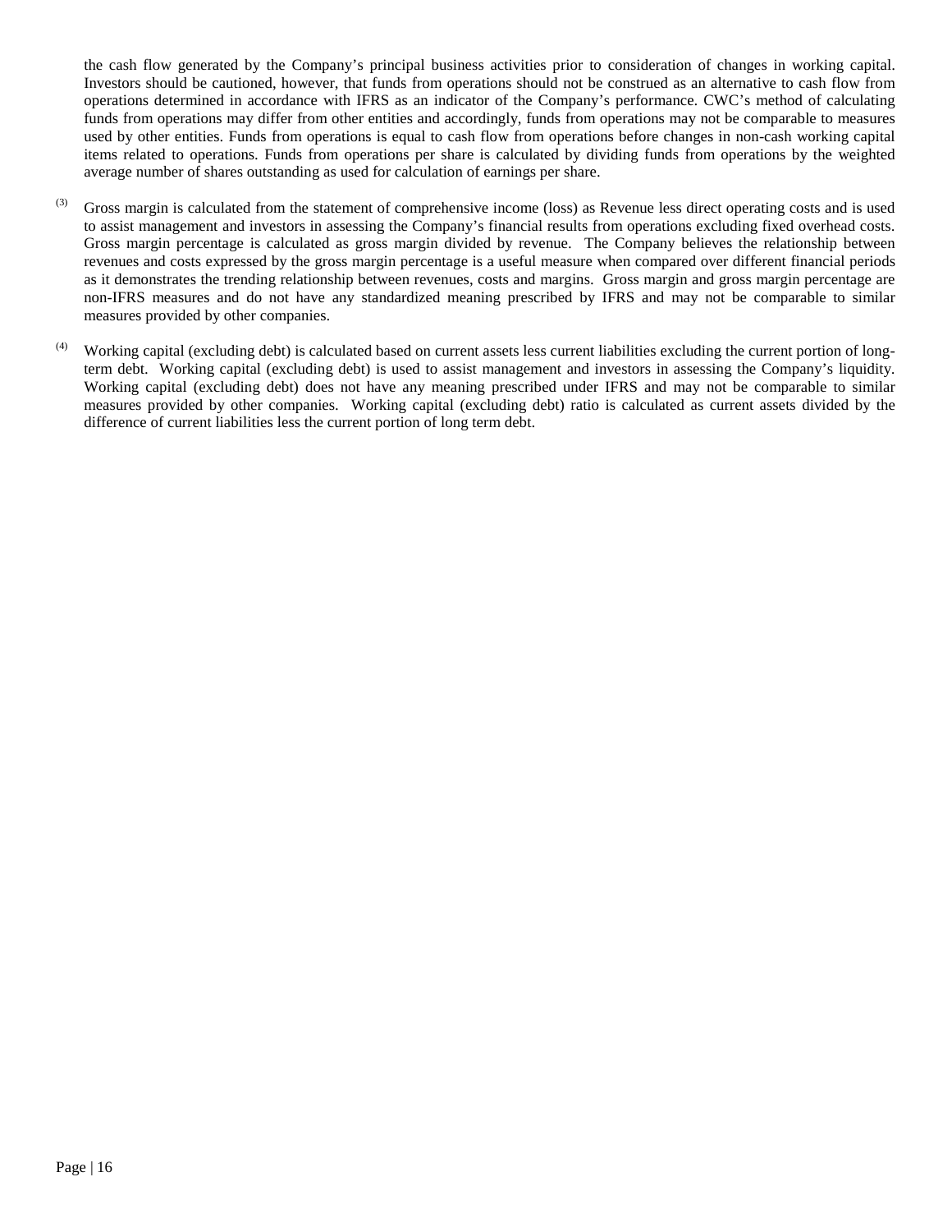the cash flow generated by the Company's principal business activities prior to consideration of changes in working capital. Investors should be cautioned, however, that funds from operations should not be construed as an alternative to cash flow from operations determined in accordance with IFRS as an indicator of the Company's performance. CWC's method of calculating funds from operations may differ from other entities and accordingly, funds from operations may not be comparable to measures used by other entities. Funds from operations is equal to cash flow from operations before changes in non-cash working capital items related to operations. Funds from operations per share is calculated by dividing funds from operations by the weighted average number of shares outstanding as used for calculation of earnings per share.

(3) Gross margin is calculated from the statement of comprehensive income (loss) as Revenue less direct operating costs and is used to assist management and investors in assessing the Company's financial results from operations excluding fixed overhead costs. Gross margin percentage is calculated as gross margin divided by revenue. The Company believes the relationship between revenues and costs expressed by the gross margin percentage is a useful measure when compared over different financial periods as it demonstrates the trending relationship between revenues, costs and margins. Gross margin and gross margin percentage are non-IFRS measures and do not have any standardized meaning prescribed by IFRS and may not be comparable to similar measures provided by other companies.

(4) Working capital (excluding debt) is calculated based on current assets less current liabilities excluding the current portion of long-term debt. Working capital (excluding debt) is used to assist management and investors in assessing the Company's liquidity. Working capital (excluding debt) does not have any meaning prescribed under IFRS and may not be comparable to similar measures provided by other companies. Working capital (excluding debt) ratio is calculated as current assets divided by the difference of current liabilities less the current portion of long term debt.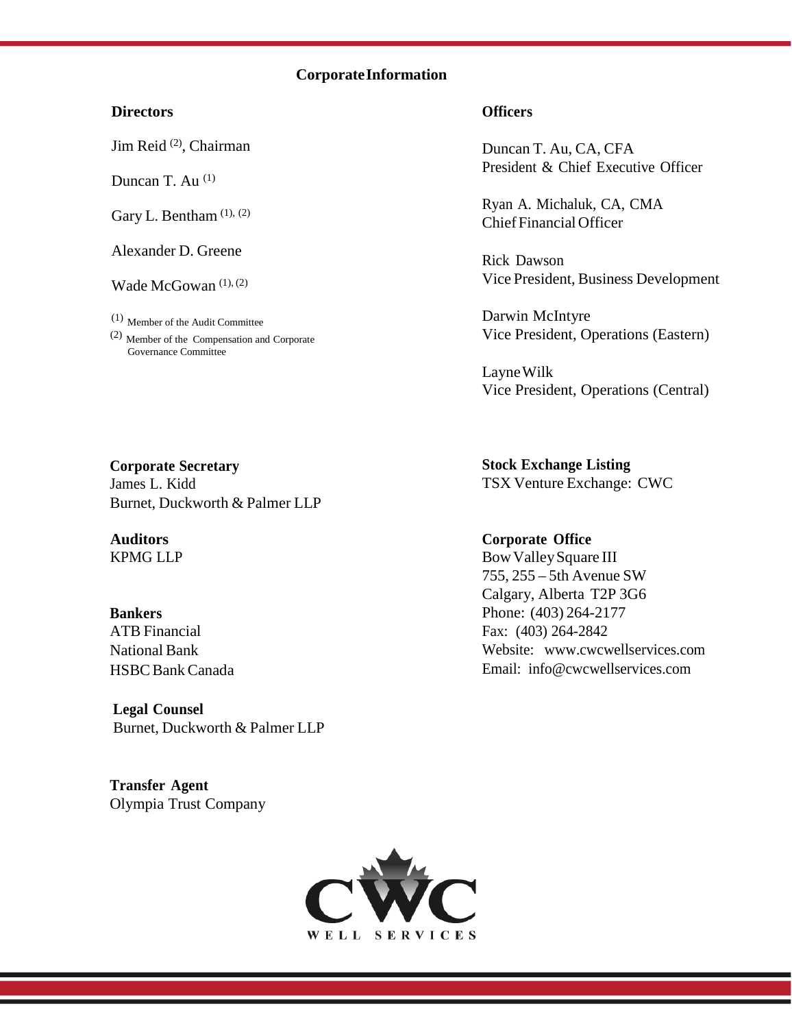# Corporate Information

## Directors

Jim Reid [2], Chairman

Duncan T. Au [1]

Gary L. Bentham [1], [2]

Alexander D. Greene

Wade McGowan [1], [2]

[1] Member of the Audit Committee
[2] Member of the Compensation and Corporate Governance Committee

## Officers

Duncan T. Au, CA, CFA
President & Chief Executive Officer

Ryan A. Michaluk, CA, CMA
Chief Financial Officer

Rick Dawson
Vice President, Business Development

Darwin McIntyre
Vice President, Operations (Eastern)

Layne Wilk
Vice President, Operations (Central)

**Corporate Secretary**
James L. Kidd
Burnet, Duckworth & Palmer LLP

**Auditors**
KPMG LLP

**Bankers**
ATB Financial
National Bank
HSBC Bank Canada

**Legal Counsel**
Burnet, Duckworth & Palmer LLP

**Transfer Agent**
Olympia Trust Company

**Stock Exchange Listing**
TSX Venture Exchange: CWC

**Corporate Office**
Bow Valley Square III
755, 255 – 5th Avenue SW
Calgary, Alberta T2P 3G6
Phone: (403) 264-2177
Fax: (403) 264-2842
Website: www.cwcwellservices.com
Email: info@cwcwellservices.com

CWC WELL SERVICES